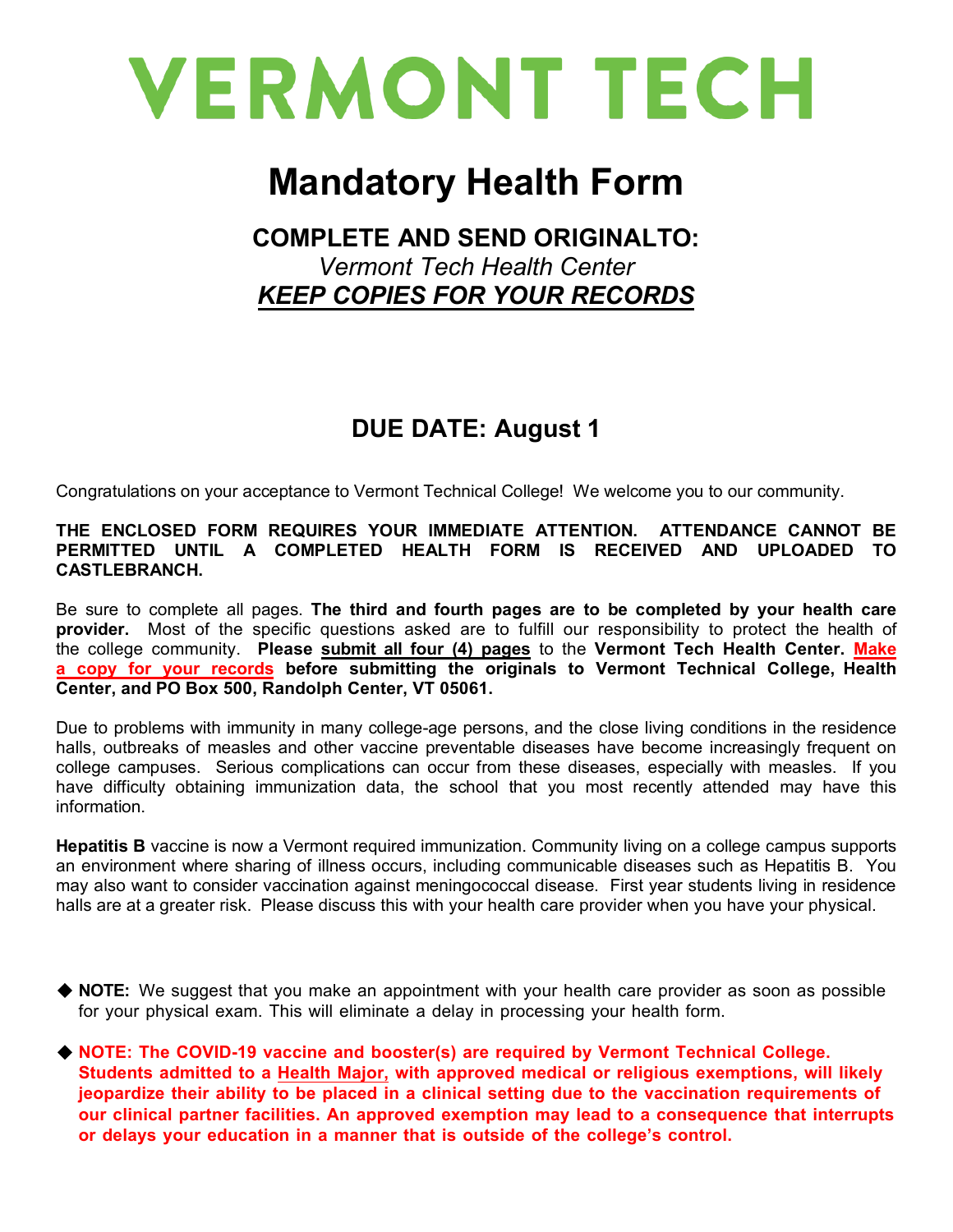# VERMONT TECH

# Mandatory Health Form

## COMPLETE AND SEND ORIGINALTO:

*Vermont Tech Health Center*

***KEEP COPIES FOR YOUR RECORDS***

## DUE DATE: August 1

Congratulations on your acceptance to Vermont Technical College! We welcome you to our community.

**THE ENCLOSED FORM REQUIRES YOUR IMMEDIATE ATTENTION. ATTENDANCE CANNOT BE PERMITTED UNTIL A COMPLETED HEALTH FORM IS RECEIVED AND UPLOADED TO CASTLEBRANCH.**

Be sure to complete all pages. **The third and fourth pages are to be completed by your health care provider.** Most of the specific questions asked are to fulfill our responsibility to protect the health of the college community. **Please submit all four (4) pages** to the **Vermont Tech Health Center. Make a copy for your records before submitting the originals to Vermont Technical College, Health Center, and PO Box 500, Randolph Center, VT 05061.**

Due to problems with immunity in many college-age persons, and the close living conditions in the residence halls, outbreaks of measles and other vaccine preventable diseases have become increasingly frequent on college campuses. Serious complications can occur from these diseases, especially with measles. If you have difficulty obtaining immunization data, the school that you most recently attended may have this information.

**Hepatitis B** vaccine is now a Vermont required immunization. Community living on a college campus supports an environment where sharing of illness occurs, including communicable diseases such as Hepatitis B. You may also want to consider vaccination against meningococcal disease. First year students living in residence halls are at a greater risk. Please discuss this with your health care provider when you have your physical.

- **NOTE:** We suggest that you make an appointment with your health care provider as soon as possible for your physical exam. This will eliminate a delay in processing your health form.
- **NOTE: The COVID-19 vaccine and booster(s) are required by Vermont Technical College. Students admitted to a Health Major, with approved medical or religious exemptions, will likely jeopardize their ability to be placed in a clinical setting due to the vaccination requirements of our clinical partner facilities. An approved exemption may lead to a consequence that interrupts or delays your education in a manner that is outside of the college's control.**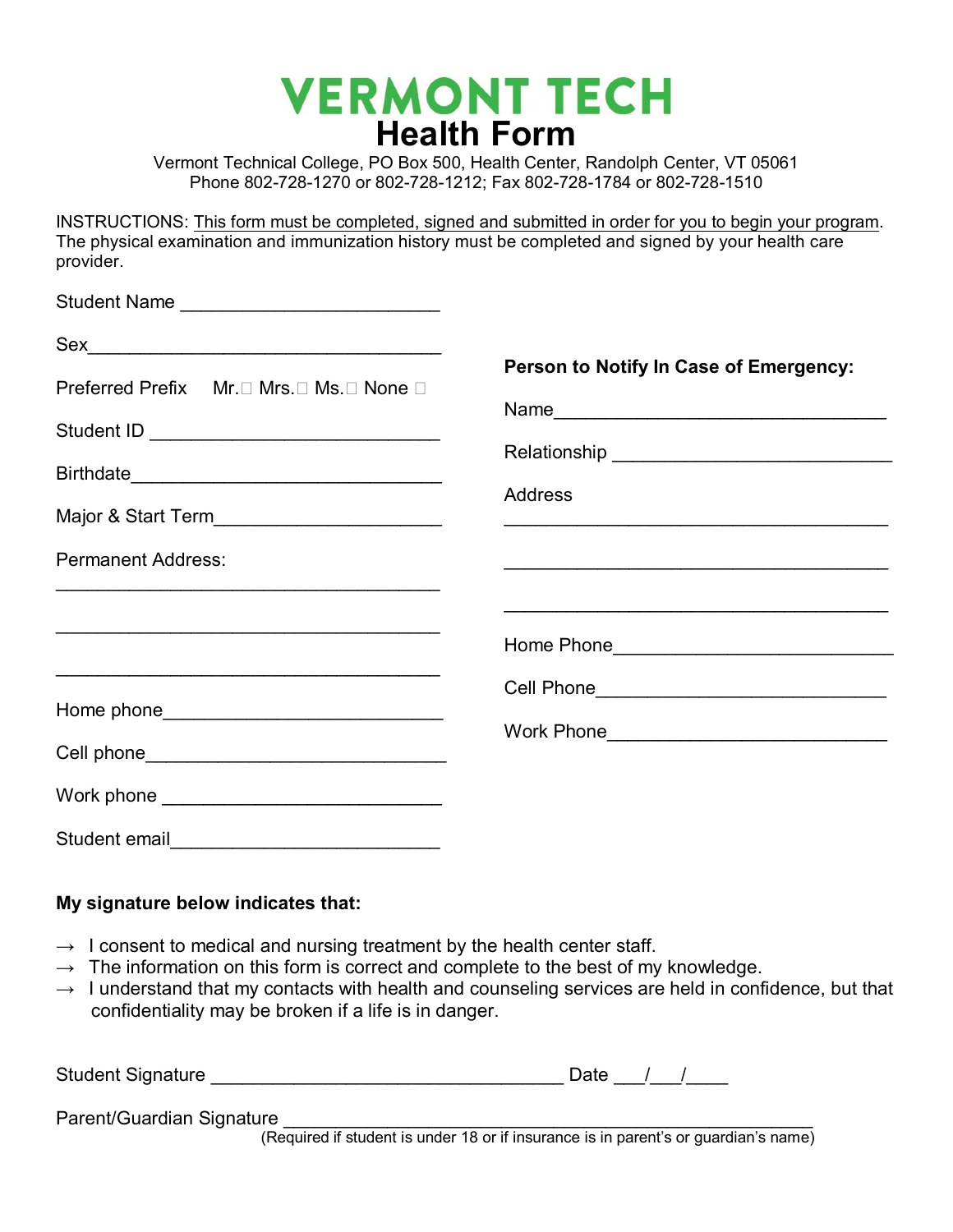# VERMONT TECH

## Health Form

Vermont Technical College, PO Box 500, Health Center, Randolph Center, VT 05061
Phone 802-728-1270 or 802-728-1212; Fax 802-728-1784 or 802-728-1510

INSTRUCTIONS: This form must be completed, signed and submitted in order for you to begin your program. The physical examination and immunization history must be completed and signed by your health care provider.

Student Name ________________________

Sex ________________________________

Preferred Prefix   Mr.☐ Mrs.☐ Ms.☐ None ☐

Student ID __________________________

Birthdate ___________________________

Major & Start Term ____________________

Permanent Address:

____________________________________

____________________________________

____________________________________

Home phone _________________________

Cell phone __________________________

Work phone _________________________

Student email ________________________

**Person to Notify In Case of Emergency:**

Name _______________________________

Relationship _________________________

Address

____________________________________

____________________________________

____________________________________

Home Phone _________________________

Cell Phone __________________________

Work Phone _________________________

**My signature below indicates that:**

→ I consent to medical and nursing treatment by the health center staff.
→ The information on this form is correct and complete to the best of my knowledge.
→ I understand that my contacts with health and counseling services are held in confidence, but that confidentiality may be broken if a life is in danger.

Student Signature _________________________________ Date ___/___/____

Parent/Guardian Signature ___________________________________________________
(Required if student is under 18 or if insurance is in parent's or guardian's name)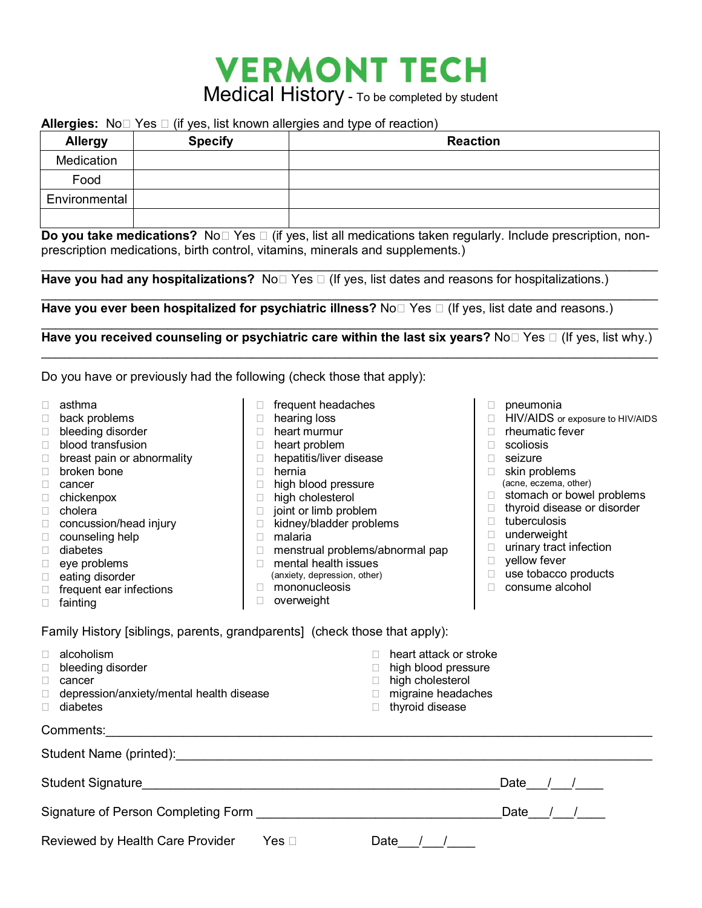# VERMONT TECH

## Medical History - To be completed by student

**Allergies:** No☐ Yes ☐ (if yes, list known allergies and type of reaction)

| Allergy | Specify | Reaction |
|---|---|---|
| Medication | | |
| Food | | |
| Environmental | | |
| | | |

**Do you take medications?** No☐ Yes ☐ (if yes, list all medications taken regularly. Include prescription, non-prescription medications, birth control, vitamins, minerals and supplements.)

_______________________________________________________________________________

**Have you had any hospitalizations?** No☐ Yes ☐ (If yes, list dates and reasons for hospitalizations.)

_______________________________________________________________________________

**Have you ever been hospitalized for psychiatric illness?** No☐ Yes ☐ (If yes, list date and reasons.)

_______________________________________________________________________________

**Have you received counseling or psychiatric care within the last six years?** No☐ Yes ☐ (If yes, list why.)

_______________________________________________________________________________

Do you have or previously had the following (check those that apply):

- ☐ asthma
- ☐ back problems
- ☐ bleeding disorder
- ☐ blood transfusion
- ☐ breast pain or abnormality
- ☐ broken bone
- ☐ cancer
- ☐ chickenpox
- ☐ cholera
- ☐ concussion/head injury
- ☐ counseling help
- ☐ diabetes
- ☐ eye problems
- ☐ eating disorder
- ☐ frequent ear infections
- ☐ fainting
- ☐ frequent headaches
- ☐ hearing loss
- ☐ heart murmur
- ☐ heart problem
- ☐ hepatitis/liver disease
- ☐ hernia
- ☐ high blood pressure
- ☐ high cholesterol
- ☐ joint or limb problem
- ☐ kidney/bladder problems
- ☐ malaria
- ☐ menstrual problems/abnormal pap
- ☐ mental health issues (anxiety, depression, other)
- ☐ mononucleosis
- ☐ overweight
- ☐ pneumonia
- ☐ HIV/AIDS or exposure to HIV/AIDS
- ☐ rheumatic fever
- ☐ scoliosis
- ☐ seizure
- ☐ skin problems (acne, eczema, other)
- ☐ stomach or bowel problems
- ☐ thyroid disease or disorder
- ☐ tuberculosis
- ☐ underweight
- ☐ urinary tract infection
- ☐ yellow fever
- ☐ use tobacco products
- ☐ consume alcohol

Family History [siblings, parents, grandparents] (check those that apply):

- ☐ alcoholism
- ☐ bleeding disorder
- ☐ cancer
- ☐ depression/anxiety/mental health disease
- ☐ diabetes
- ☐ heart attack or stroke
- ☐ high blood pressure
- ☐ high cholesterol
- ☐ migraine headaches
- ☐ thyroid disease

Comments:_______________________________________________________________________

Student Name (printed):__________________________________________________________

Student Signature_____________________________________________ Date___/___/____

Signature of Person Completing Form ____________________________ Date___/___/____

Reviewed by Health Care Provider Yes ☐ Date___/___/____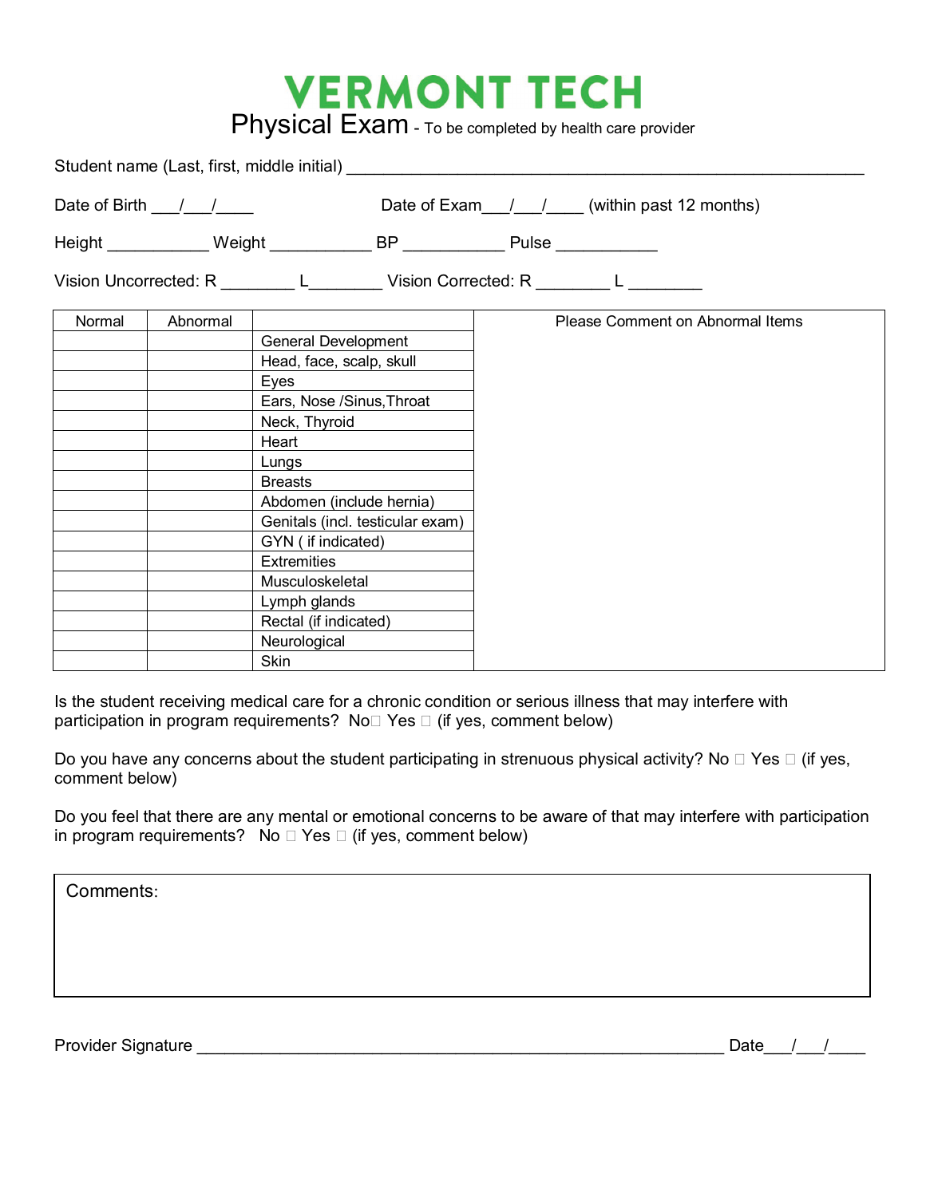# VERMONT TECH

## Physical Exam - To be completed by health care provider

Student name (Last, first, middle initial) ________________________________________________________

Date of Birth ___/___/____ Date of Exam___/___/____ (within past 12 months)

Height ___________ Weight ___________ BP ___________ Pulse ___________

Vision Uncorrected: R ________ L________ Vision Corrected: R ________ L ________

| Normal | Abnormal | | Please Comment on Abnormal Items |
|---|---|---|---|
| | | General Development | |
| | | Head, face, scalp, skull | |
| | | Eyes | |
| | | Ears, Nose /Sinus,Throat | |
| | | Neck, Thyroid | |
| | | Heart | |
| | | Lungs | |
| | | Breasts | |
| | | Abdomen (include hernia) | |
| | | Genitals (incl. testicular exam) | |
| | | GYN ( if indicated) | |
| | | Extremities | |
| | | Musculoskeletal | |
| | | Lymph glands | |
| | | Rectal (if indicated) | |
| | | Neurological | |
| | | Skin | |

Is the student receiving medical care for a chronic condition or serious illness that may interfere with participation in program requirements? No☐ Yes ☐ (if yes, comment below)

Do you have any concerns about the student participating in strenuous physical activity? No ☐ Yes ☐ (if yes, comment below)

Do you feel that there are any mental or emotional concerns to be aware of that may interfere with participation in program requirements? No ☐ Yes ☐ (if yes, comment below)

Comments:

Provider Signature ____________________________________________________________ Date___/___/____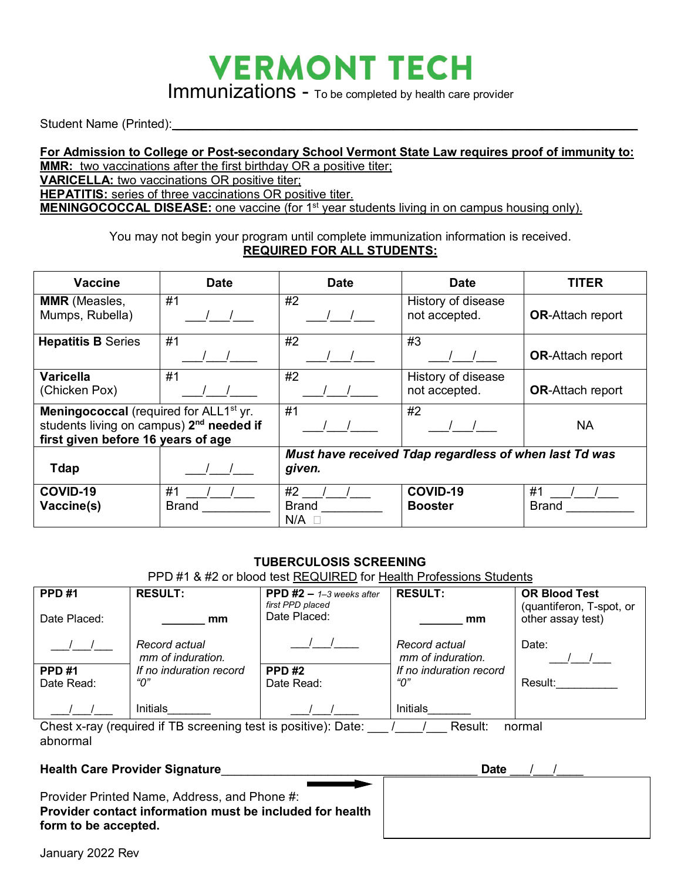# VERMONT TECH

## Immunizations - To be completed by health care provider

Student Name (Printed):_______________________________________________

**For Admission to College or Post-secondary School Vermont State Law requires proof of immunity to:**
**MMR:** two vaccinations after the first birthday OR a positive titer;
**VARICELLA:** two vaccinations OR positive titer;
**HEPATITIS:** series of three vaccinations OR positive titer.
**MENINGOCOCCAL DISEASE:** one vaccine (for 1st year students living in on campus housing only).

You may not begin your program until complete immunization information is received.

**REQUIRED FOR ALL STUDENTS:**

| Vaccine | Date | Date | Date | TITER |
|---|---|---|---|---|
| **MMR** (Measles, Mumps, Rubella) | #1 ___/___/___ | #2 ___/___/___ | History of disease not accepted. | **OR**-Attach report |
| **Hepatitis B** Series | #1 ___/___/____ | #2 ___/___/___ | #3 ___/___/___ | **OR**-Attach report |
| **Varicella** (Chicken Pox) | #1 ___/___/____ | #2 ___/___/____ | History of disease not accepted. | **OR**-Attach report |
| **Meningococcal** (required for ALL1st yr. students living on campus) **2nd needed if first given before 16 years of age** | | #1 ___/___/____ | #2 ___/___/___ | NA |
| **Tdap** | ___/___/___ | ***Must have received Tdap regardless of when last Td was given.*** | | |
| **COVID-19 Vaccine(s)** | #1 ___/___/___ Brand __________ | #2 ___/___/___ Brand _________ N/A ☐ | **COVID-19 Booster** | #1 ___/___/___ Brand __________ |

**TUBERCULOSIS SCREENING**

PPD #1 & #2 or blood test REQUIRED for Health Professions Students

| **PPD #1** | **RESULT:** | **PPD #2** – *1–3 weeks after first PPD placed* | **RESULT:** | **OR Blood Test** (quantiferon, T-spot, or other assay test) |
|---|---|---|---|---|
| Date Placed: ___/___/___ | _______ **mm** *Record actual mm of induration.* | Date Placed: ___/___/____ | _______ **mm** *Record actual mm of induration.* | Date: ___/___/___ |
| **PPD #1** Date Read: ___/___/___ | *If no induration record "0"* Initials_______ | **PPD #2** Date Read: ___/___/____ | *If no induration record "0"* Initials_______ | Result:__________ |

Chest x-ray (required if TB screening test is positive): Date: ___ /____/___ Result: normal abnormal

**Health Care Provider Signature**_______________________________________ **Date** ___/___/____

Provider Printed Name, Address, and Phone #:
**Provider contact information must be included for health form to be accepted.**

January 2022 Rev